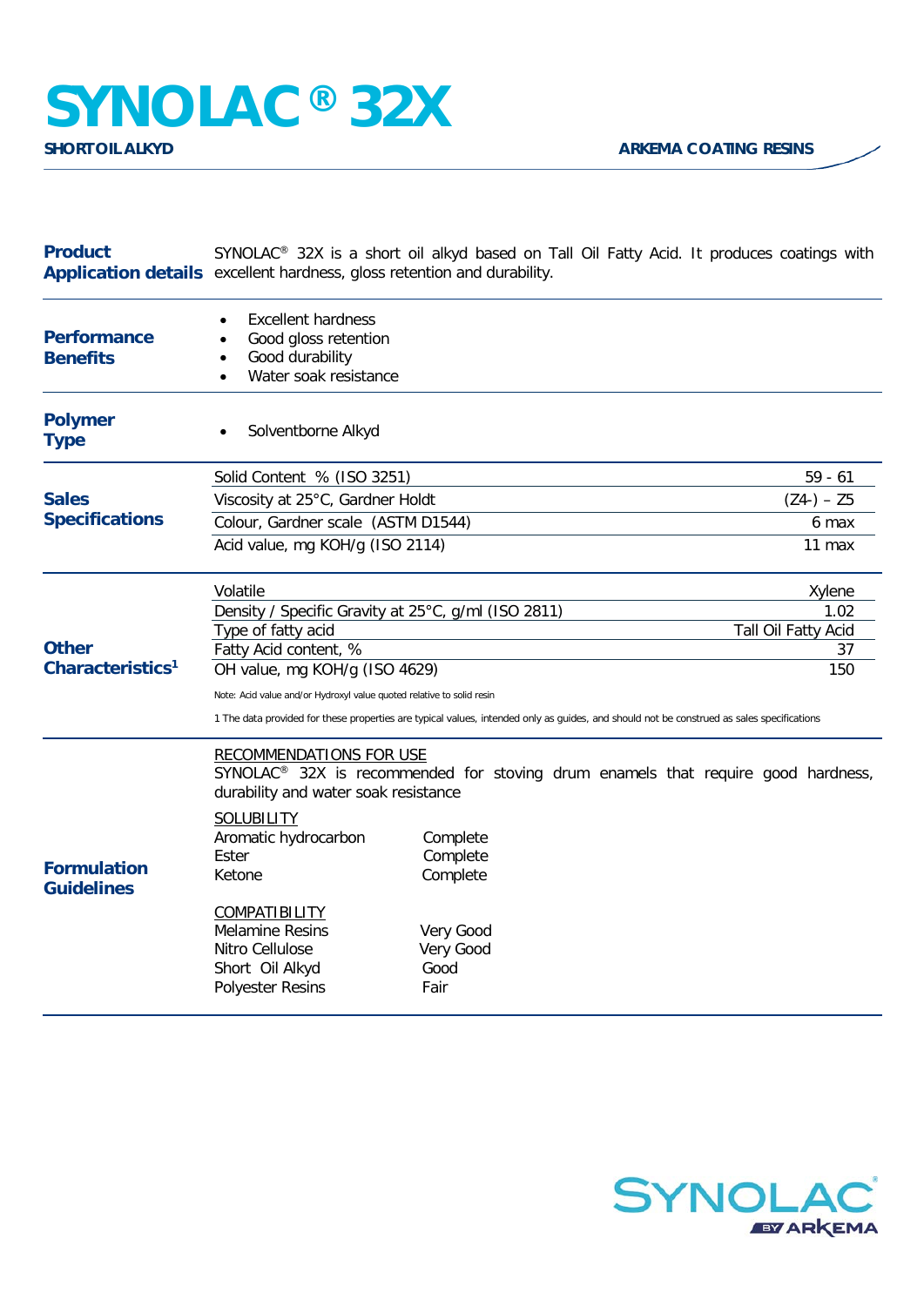# SYNOLAC® 32X

**SHORT OIL ALKYD** — **ARKEMA COATING RESINS**

---

## Product Application details

SYNOLAC® 32X is a short oil alkyd based on Tall Oil Fatty Acid. It produces coatings with excellent hardness, gloss retention and durability.

## Performance Benefits

- Excellent hardness
- Good gloss retention
- Good durability
- Water soak resistance

## Polymer Type

- Solventborne Alkyd

## Sales Specifications

| Property | Value |
|---|---|
| Solid Content % (ISO 3251) | 59 - 61 |
| Viscosity at 25°C, Gardner Holdt | (Z4-) – Z5 |
| Colour, Gardner scale (ASTM D1544) | 6 max |
| Acid value, mg KOH/g (ISO 2114) | 11 max |

## Other Characteristics[1]

| Property | Value |
|---|---|
| Volatile | Xylene |
| Density / Specific Gravity at 25°C, g/ml (ISO 2811) | 1.02 |
| Type of fatty acid | Tall Oil Fatty Acid |
| Fatty Acid content, % | 37 |
| OH value, mg KOH/g (ISO 4629) | 150 |

Note: Acid value and/or Hydroxyl value quoted relative to solid resin

1 The data provided for these properties are typical values, intended only as guides, and should not be construed as sales specifications

## Formulation Guidelines

RECOMMENDATIONS FOR USE

SYNOLAC® 32X is recommended for stoving drum enamels that require good hardness, durability and water soak resistance

SOLUBILITY

| | |
|---|---|
| Aromatic hydrocarbon | Complete |
| Ester | Complete |
| Ketone | Complete |

COMPATIBILITY

| | |
|---|---|
| Melamine Resins | Very Good |
| Nitro Cellulose | Very Good |
| Short Oil Alkyd | Good |
| Polyester Resins | Fair |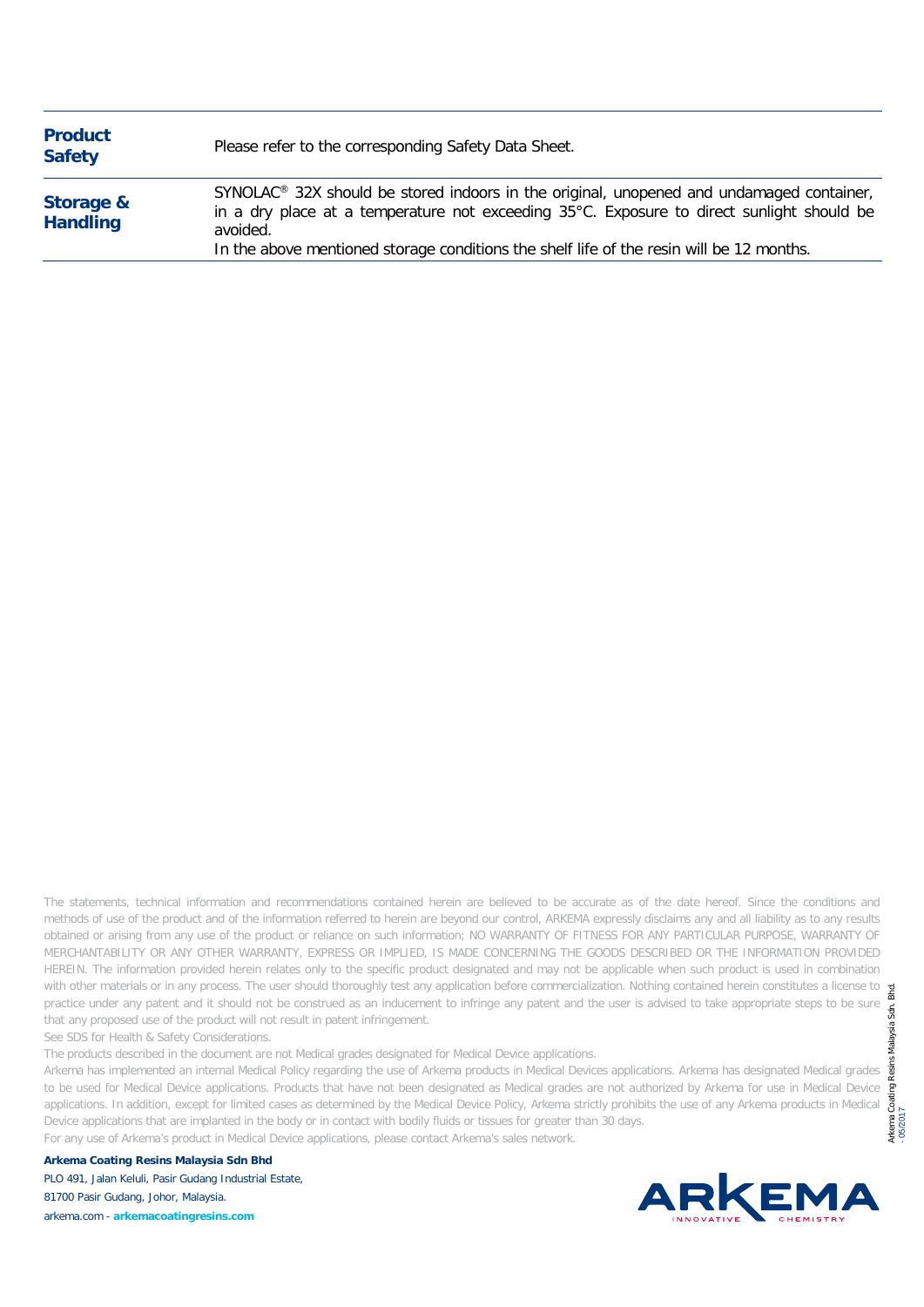| | |
|---|---|
| **Product Safety** | Please refer to the corresponding Safety Data Sheet. |
| **Storage & Handling** | SYNOLAC® 32X should be stored indoors in the original, unopened and undamaged container, in a dry place at a temperature not exceeding 35°C. Exposure to direct sunlight should be avoided.<br>In the above mentioned storage conditions the shelf life of the resin will be 12 months. |

The statements, technical information and recommendations contained herein are believed to be accurate as of the date hereof. Since the conditions and methods of use of the product and of the information referred to herein are beyond our control, ARKEMA expressly disclaims any and all liability as to any results obtained or arising from any use of the product or reliance on such information; NO WARRANTY OF FITNESS FOR ANY PARTICULAR PURPOSE, WARRANTY OF MERCHANTABILITY OR ANY OTHER WARRANTY, EXPRESS OR IMPLIED, IS MADE CONCERNING THE GOODS DESCRIBED OR THE INFORMATION PROVIDED HEREIN. The information provided herein relates only to the specific product designated and may not be applicable when such product is used in combination with other materials or in any process. The user should thoroughly test any application before commercialization. Nothing contained herein constitutes a license to practice under any patent and it should not be construed as an inducement to infringe any patent and the user is advised to take appropriate steps to be sure that any proposed use of the product will not result in patent infringement.

See SDS for Health & Safety Considerations.

The products described in the document are not Medical grades designated for Medical Device applications.

Arkema has implemented an internal Medical Policy regarding the use of Arkema products in Medical Devices applications. Arkema has designated Medical grades to be used for Medical Device applications. Products that have not been designated as Medical grades are not authorized by Arkema for use in Medical Device applications. In addition, except for limited cases as determined by the Medical Device Policy, Arkema strictly prohibits the use of any Arkema products in Medical Device applications that are implanted in the body or in contact with bodily fluids or tissues for greater than 30 days.

For any use of Arkema's product in Medical Device applications, please contact Arkema's sales network.

**Arkema Coating Resins Malaysia Sdn Bhd**

PLO 491, Jalan Keluli, Pasir Gudang Industrial Estate,
81700 Pasir Gudang, Johor, Malaysia.
arkema.com - **arkemacoatingresins.com**

Arkema Coating Resins Malaysia Sdn. Bhd. - 05/2017